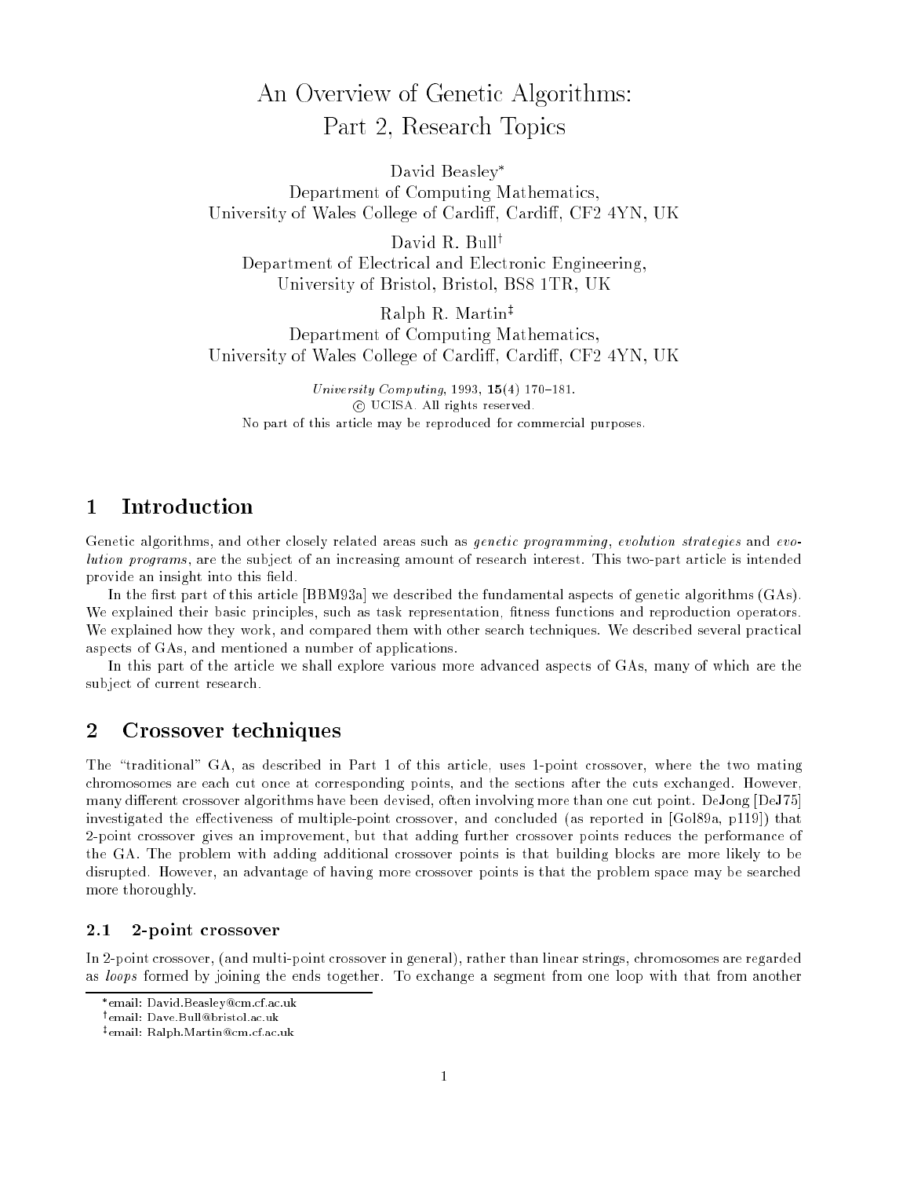# An Overview of Genetic Algorithms: Part 2, Research Topics

David Beasley*
Department of Computing Mathematics,
University of Wales College of Cardiff, Cardiff, CF2 4YN, UK

David R. Bull†
Department of Electrical and Electronic Engineering,
University of Bristol, Bristol, BS8 1TR, UK

Ralph R. Martin‡
Department of Computing Mathematics,
University of Wales College of Cardiff, Cardiff, CF2 4YN, UK

*University Computing*, 1993, **15**(4) 170–181.
© UCISA. All rights reserved.
No part of this article may be reproduced for commercial purposes.

## 1 Introduction

Genetic algorithms, and other closely related areas such as *genetic programming*, *evolution strategies* and *evolution programs*, are the subject of an increasing amount of research interest. This two-part article is intended provide an insight into this field.

In the first part of this article [BBM93a] we described the fundamental aspects of genetic algorithms (GAs). We explained their basic principles, such as task representation, fitness functions and reproduction operators. We explained how they work, and compared them with other search techniques. We described several practical aspects of GAs, and mentioned a number of applications.

In this part of the article we shall explore various more advanced aspects of GAs, many of which are the subject of current research.

## 2 Crossover techniques

The "traditional" GA, as described in Part 1 of this article, uses 1-point crossover, where the two mating chromosomes are each cut once at corresponding points, and the sections after the cuts exchanged. However, many different crossover algorithms have been devised, often involving more than one cut point. DeJong [DeJ75] investigated the effectiveness of multiple-point crossover, and concluded (as reported in [Gol89a, p119]) that 2-point crossover gives an improvement, but that adding further crossover points reduces the performance of the GA. The problem with adding additional crossover points is that building blocks are more likely to be disrupted. However, an advantage of having more crossover points is that the problem space may be searched more thoroughly.

### 2.1 2-point crossover

In 2-point crossover, (and multi-point crossover in general), rather than linear strings, chromosomes are regarded as *loops* formed by joining the ends together. To exchange a segment from one loop with that from another

*email: David.Beasley@cm.cf.ac.uk
†email: Dave.Bull@bristol.ac.uk
‡email: Ralph.Martin@cm.cf.ac.uk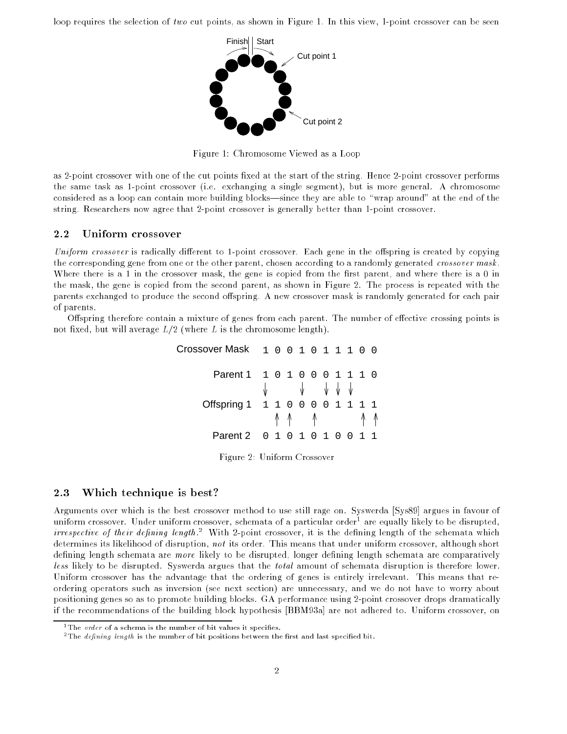loop requires the selection of *two* cut points, as shown in Figure 1. In this view, 1-point crossover can be seen

Figure 1: Chromosome Viewed as a Loop

as 2-point crossover with one of the cut points fixed at the start of the string. Hence 2-point crossover performs the same task as 1-point crossover (i.e. exchanging a single segment), but is more general. A chromosome considered as a loop can contain more building blocks—since they are able to "wrap around" at the end of the string. Researchers now agree that 2-point crossover is generally better than 1-point crossover.

### 2.2 Uniform crossover

*Uniform crossover* is radically different to 1-point crossover. Each gene in the offspring is created by copying the corresponding gene from one or the other parent, chosen according to a randomly generated *crossover mask*. Where there is a 1 in the crossover mask, the gene is copied from the first parent, and where there is a 0 in the mask, the gene is copied from the second parent, as shown in Figure 2. The process is repeated with the parents exchanged to produce the second offspring. A new crossover mask is randomly generated for each pair of parents.

Offspring therefore contain a mixture of genes from each parent. The number of effective crossing points is not fixed, but will average $L/2$ (where $L$ is the chromosome length).

```
Crossover Mask  1 0 0 1 0 1 1 1 0 0

      Parent 1  1 0 1 0 0 0 1 1 1 0
                ↓     ↓   ↓ ↓ ↓
   Offspring 1  1 1 0 0 0 0 1 1 1 1
                  ↑ ↑   ↑       ↑ ↑
      Parent 2  0 1 0 1 0 1 0 0 1 1
```

Figure 2: Uniform Crossover

### 2.3 Which technique is best?

Arguments over which is the best crossover method to use still rage on. Syswerda [Sys89] argues in favour of uniform crossover. Under uniform crossover, schemata of a particular order[1] are equally likely to be disrupted, *irrespective of their defining length*.[2] With 2-point crossover, it is the defining length of the schemata which determines its likelihood of disruption, *not* its order. This means that under uniform crossover, although short defining length schemata are *more* likely to be disrupted, longer defining length schemata are comparatively *less* likely to be disrupted. Syswerda argues that the *total* amount of schemata disruption is therefore lower. Uniform crossover has the advantage that the ordering of genes is entirely irrelevant. This means that re-ordering operators such as inversion (see next section) are unnecessary, and we do not have to worry about positioning genes so as to promote building blocks. GA performance using 2-point crossover drops dramatically if the recommendations of the building block hypothesis [BBM93a] are not adhered to. Uniform crossover, on

[1] The *order* of a schema is the number of bit values it specifies.

[2] The *defining length* is the number of bit positions between the first and last specified bit.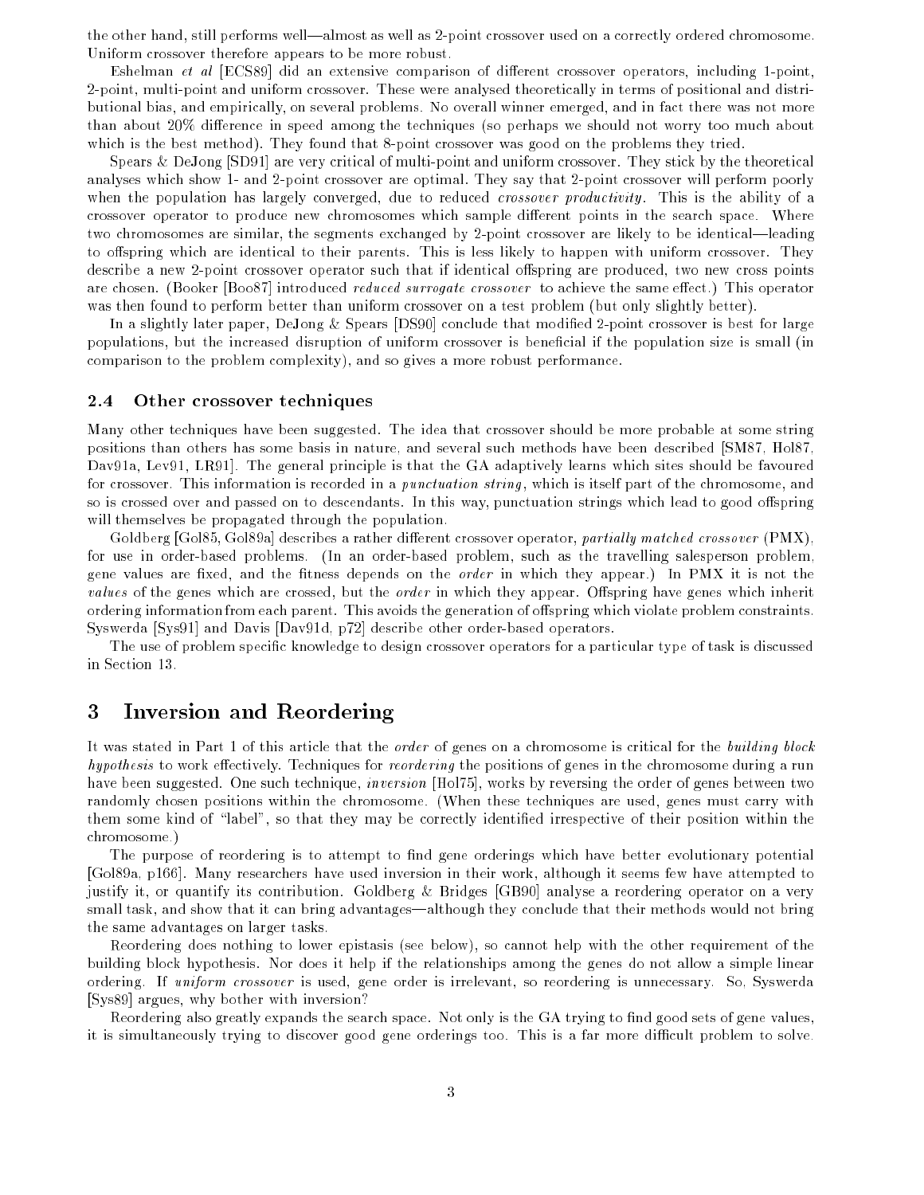the other hand, still performs well—almost as well as 2-point crossover used on a correctly ordered chromosome. Uniform crossover therefore appears to be more robust.

Eshelman *et al* [ECS89] did an extensive comparison of different crossover operators, including 1-point, 2-point, multi-point and uniform crossover. These were analysed theoretically in terms of positional and distributional bias, and empirically, on several problems. No overall winner emerged, and in fact there was not more than about 20% difference in speed among the techniques (so perhaps we should not worry too much about which is the best method). They found that 8-point crossover was good on the problems they tried.

Spears & DeJong [SD91] are very critical of multi-point and uniform crossover. They stick by the theoretical analyses which show 1- and 2-point crossover are optimal. They say that 2-point crossover will perform poorly when the population has largely converged, due to reduced *crossover productivity*. This is the ability of a crossover operator to produce new chromosomes which sample different points in the search space. Where two chromosomes are similar, the segments exchanged by 2-point crossover are likely to be identical—leading to offspring which are identical to their parents. This is less likely to happen with uniform crossover. They describe a new 2-point crossover operator such that if identical offspring are produced, two new cross points are chosen. (Booker [Boo87] introduced *reduced surrogate crossover* to achieve the same effect.) This operator was then found to perform better than uniform crossover on a test problem (but only slightly better).

In a slightly later paper, DeJong & Spears [DS90] conclude that modified 2-point crossover is best for large populations, but the increased disruption of uniform crossover is beneficial if the population size is small (in comparison to the problem complexity), and so gives a more robust performance.

### 2.4 Other crossover techniques

Many other techniques have been suggested. The idea that crossover should be more probable at some string positions than others has some basis in nature, and several such methods have been described [SM87, Hol87, Dav91a, Lev91, LR91]. The general principle is that the GA adaptively learns which sites should be favoured for crossover. This information is recorded in a *punctuation string*, which is itself part of the chromosome, and so is crossed over and passed on to descendants. In this way, punctuation strings which lead to good offspring will themselves be propagated through the population.

Goldberg [Gol85, Gol89a] describes a rather different crossover operator, *partially matched crossover* (PMX), for use in order-based problems. (In an order-based problem, such as the travelling salesperson problem, gene values are fixed, and the fitness depends on the *order* in which they appear.) In PMX it is not the *values* of the genes which are crossed, but the *order* in which they appear. Offspring have genes which inherit ordering information from each parent. This avoids the generation of offspring which violate problem constraints. Syswerda [Sys91] and Davis [Dav91d, p72] describe other order-based operators.

The use of problem specific knowledge to design crossover operators for a particular type of task is discussed in Section 13.

## 3 Inversion and Reordering

It was stated in Part 1 of this article that the *order* of genes on a chromosome is critical for the *building block hypothesis* to work effectively. Techniques for *reordering* the positions of genes in the chromosome during a run have been suggested. One such technique, *inversion* [Hol75], works by reversing the order of genes between two randomly chosen positions within the chromosome. (When these techniques are used, genes must carry with them some kind of "label", so that they may be correctly identified irrespective of their position within the chromosome.)

The purpose of reordering is to attempt to find gene orderings which have better evolutionary potential [Gol89a, p166]. Many researchers have used inversion in their work, although it seems few have attempted to justify it, or quantify its contribution. Goldberg & Bridges [GB90] analyse a reordering operator on a very small task, and show that it can bring advantages—although they conclude that their methods would not bring the same advantages on larger tasks.

Reordering does nothing to lower epistasis (see below), so cannot help with the other requirement of the building block hypothesis. Nor does it help if the relationships among the genes do not allow a simple linear ordering. If *uniform crossover* is used, gene order is irrelevant, so reordering is unnecessary. So, Syswerda [Sys89] argues, why bother with inversion?

Reordering also greatly expands the search space. Not only is the GA trying to find good sets of gene values, it is simultaneously trying to discover good gene orderings too. This is a far more difficult problem to solve.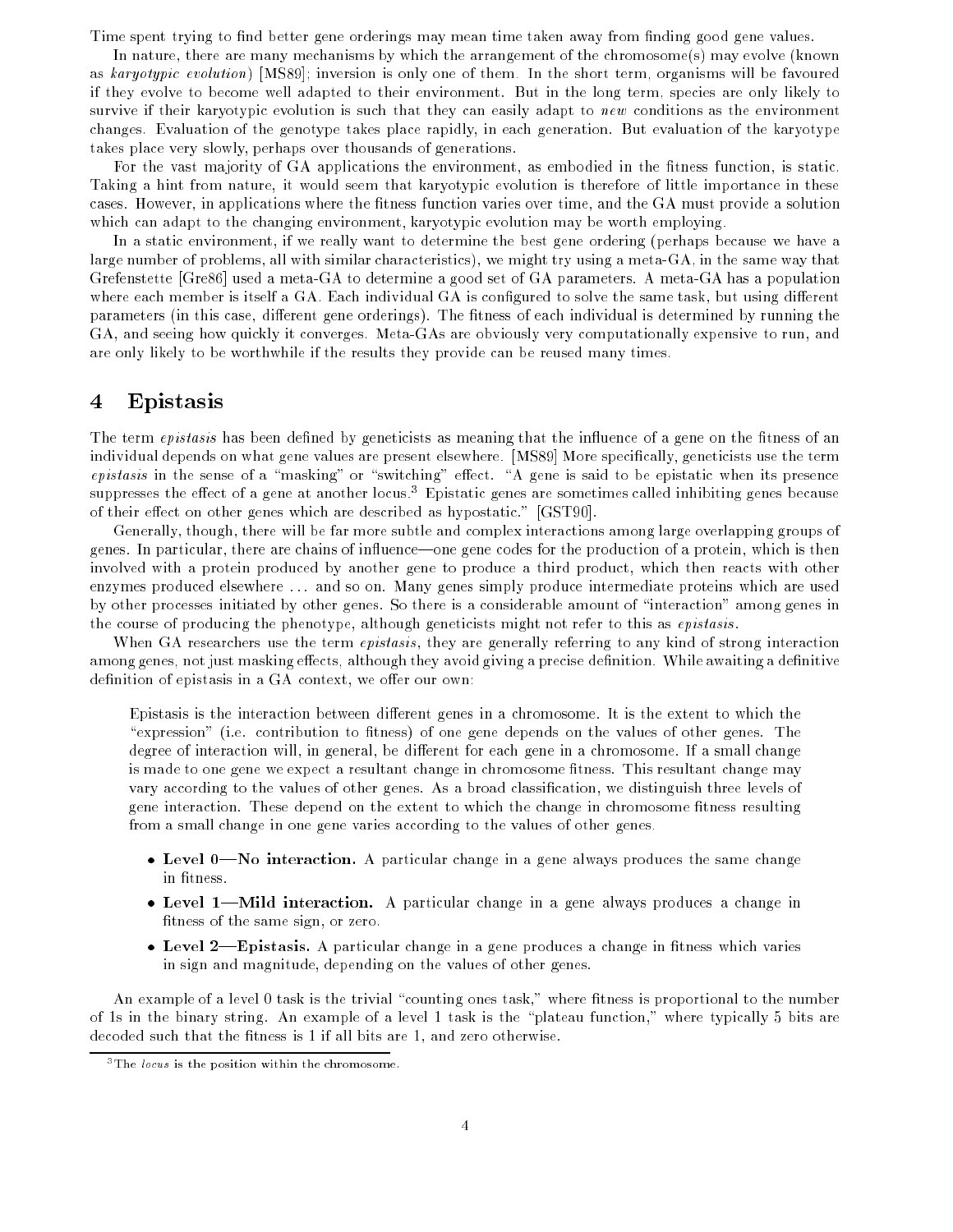Time spent trying to find better gene orderings may mean time taken away from finding good gene values.

In nature, there are many mechanisms by which the arrangement of the chromosome(s) may evolve (known as *karyotypic evolution*) [MS89]; inversion is only one of them. In the short term, organisms will be favoured if they evolve to become well adapted to their environment. But in the long term, species are only likely to survive if their karyotypic evolution is such that they can easily adapt to *new* conditions as the environment changes. Evaluation of the genotype takes place rapidly, in each generation. But evaluation of the karyotype takes place very slowly, perhaps over thousands of generations.

For the vast majority of GA applications the environment, as embodied in the fitness function, is static. Taking a hint from nature, it would seem that karyotypic evolution is therefore of little importance in these cases. However, in applications where the fitness function varies over time, and the GA must provide a solution which can adapt to the changing environment, karyotypic evolution may be worth employing.

In a static environment, if we really want to determine the best gene ordering (perhaps because we have a large number of problems, all with similar characteristics), we might try using a meta-GA, in the same way that Grefenstette [Gre86] used a meta-GA to determine a good set of GA parameters. A meta-GA has a population where each member is itself a GA. Each individual GA is configured to solve the same task, but using different parameters (in this case, different gene orderings). The fitness of each individual is determined by running the GA, and seeing how quickly it converges. Meta-GAs are obviously very computationally expensive to run, and are only likely to be worthwhile if the results they provide can be reused many times.

# 4 Epistasis

The term *epistasis* has been defined by geneticists as meaning that the influence of a gene on the fitness of an individual depends on what gene values are present elsewhere. [MS89] More specifically, geneticists use the term *epistasis* in the sense of a "masking" or "switching" effect. "A gene is said to be epistatic when its presence suppresses the effect of a gene at another locus.[3] Epistatic genes are sometimes called inhibiting genes because of their effect on other genes which are described as hypostatic." [GST90].

Generally, though, there will be far more subtle and complex interactions among large overlapping groups of genes. In particular, there are chains of influence—one gene codes for the production of a protein, which is then involved with a protein produced by another gene to produce a third product, which then reacts with other enzymes produced elsewhere ... and so on. Many genes simply produce intermediate proteins which are used by other processes initiated by other genes. So there is a considerable amount of "interaction" among genes in the course of producing the phenotype, although geneticists might not refer to this as *epistasis*.

When GA researchers use the term *epistasis*, they are generally referring to any kind of strong interaction among genes, not just masking effects, although they avoid giving a precise definition. While awaiting a definitive definition of epistasis in a GA context, we offer our own:

> Epistasis is the interaction between different genes in a chromosome. It is the extent to which the "expression" (i.e. contribution to fitness) of one gene depends on the values of other genes. The degree of interaction will, in general, be different for each gene in a chromosome. If a small change is made to one gene we expect a resultant change in chromosome fitness. This resultant change may vary according to the values of other genes. As a broad classification, we distinguish three levels of gene interaction. These depend on the extent to which the change in chromosome fitness resulting from a small change in one gene varies according to the values of other genes.
>
> - **Level 0—No interaction.** A particular change in a gene always produces the same change in fitness.
> - **Level 1—Mild interaction.** A particular change in a gene always produces a change in fitness of the same sign, or zero.
> - **Level 2—Epistasis.** A particular change in a gene produces a change in fitness which varies in sign and magnitude, depending on the values of other genes.

An example of a level 0 task is the trivial "counting ones task," where fitness is proportional to the number of 1s in the binary string. An example of a level 1 task is the "plateau function," where typically 5 bits are decoded such that the fitness is 1 if all bits are 1, and zero otherwise.

[3] The *locus* is the position within the chromosome.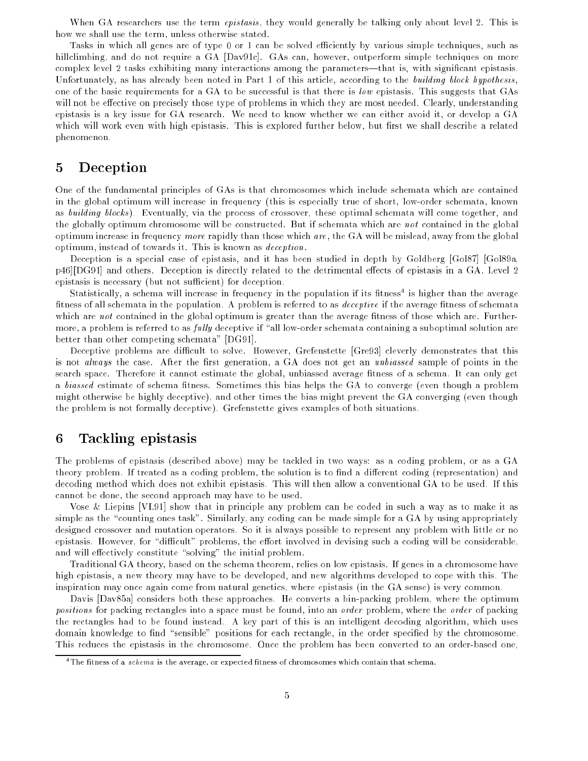When GA researchers use the term *epistasis*, they would generally be talking only about level 2. This is how we shall use the term, unless otherwise stated.

Tasks in which all genes are of type 0 or 1 can be solved efficiently by various simple techniques, such as hillclimbing, and do not require a GA [Dav91c]. GAs can, however, outperform simple techniques on more complex level 2 tasks exhibiting many interactions among the parameters—that is, with significant epistasis. Unfortunately, as has already been noted in Part 1 of this article, according to the *building block hypothesis*, one of the basic requirements for a GA to be successful is that there is *low* epistasis. This suggests that GAs will not be effective on precisely those type of problems in which they are most needed. Clearly, understanding epistasis is a key issue for GA research. We need to know whether we can either avoid it, or develop a GA which will work even with high epistasis. This is explored further below, but first we shall describe a related phenomenon.

# 5 Deception

One of the fundamental principles of GAs is that chromosomes which include schemata which are contained in the global optimum will increase in frequency (this is especially true of short, low-order schemata, known as *building blocks*). Eventually, via the process of crossover, these optimal schemata will come together, and the globally optimum chromosome will be constructed. But if schemata which are *not* contained in the global optimum increase in frequency *more* rapidly than those which *are*, the GA will be mislead, away from the global optimum, instead of towards it. This is known as *deception*.

Deception is a special case of epistasis, and it has been studied in depth by Goldberg [Gol87] [Gol89a, p46][DG91] and others. Deception is directly related to the detrimental effects of epistasis in a GA. Level 2 epistasis is necessary (but not sufficient) for deception.

Statistically, a schema will increase in frequency in the population if its fitness[4] is higher than the average fitness of all schemata in the population. A problem is referred to as *deceptive* if the average fitness of schemata which are *not* contained in the global optimum is greater than the average fitness of those which are. Furthermore, a problem is referred to as *fully* deceptive if "all low-order schemata containing a suboptimal solution are better than other competing schemata" [DG91].

Deceptive problems are difficult to solve. However, Grefenstette [Gre93] cleverly demonstrates that this is not *always* the case. After the first generation, a GA does not get an *unbiassed* sample of points in the search space. Therefore it cannot estimate the global, unbiassed average fitness of a schema. It can only get a *biassed* estimate of schema fitness. Sometimes this bias helps the GA to converge (even though a problem might otherwise be highly deceptive), and other times the bias might prevent the GA converging (even though the problem is not formally deceptive). Grefenstette gives examples of both situations.

# 6 Tackling epistasis

The problems of epistasis (described above) may be tackled in two ways: as a coding problem, or as a GA theory problem. If treated as a coding problem, the solution is to find a different coding (representation) and decoding method which does not exhibit epistasis. This will then allow a conventional GA to be used. If this cannot be done, the second approach may have to be used.

Vose & Liepins [VL91] show that in principle any problem can be coded in such a way as to make it as simple as the "counting ones task". Similarly, any coding can be made simple for a GA by using appropriately designed crossover and mutation operators. So it is always possible to represent any problem with little or no epistasis. However, for "difficult" problems, the effort involved in devising such a coding will be considerable, and will effectively constitute "solving" the initial problem.

Traditional GA theory, based on the schema theorem, relies on low epistasis. If genes in a chromosome have high epistasis, a new theory may have to be developed, and new algorithms developed to cope with this. The inspiration may once again come from natural genetics, where epistasis (in the GA sense) is very common.

Davis [Dav85a] considers both these approaches. He converts a bin-packing problem, where the optimum *positions* for packing rectangles into a space must be found, into an *order* problem, where the *order* of packing the rectangles had to be found instead. A key part of this is an intelligent decoding algorithm, which uses domain knowledge to find "sensible" positions for each rectangle, in the order specified by the chromosome. This reduces the epistasis in the chromosome. Once the problem has been converted to an order-based one,

[4] The fitness of a *schema* is the average, or expected fitness of chromosomes which contain that schema.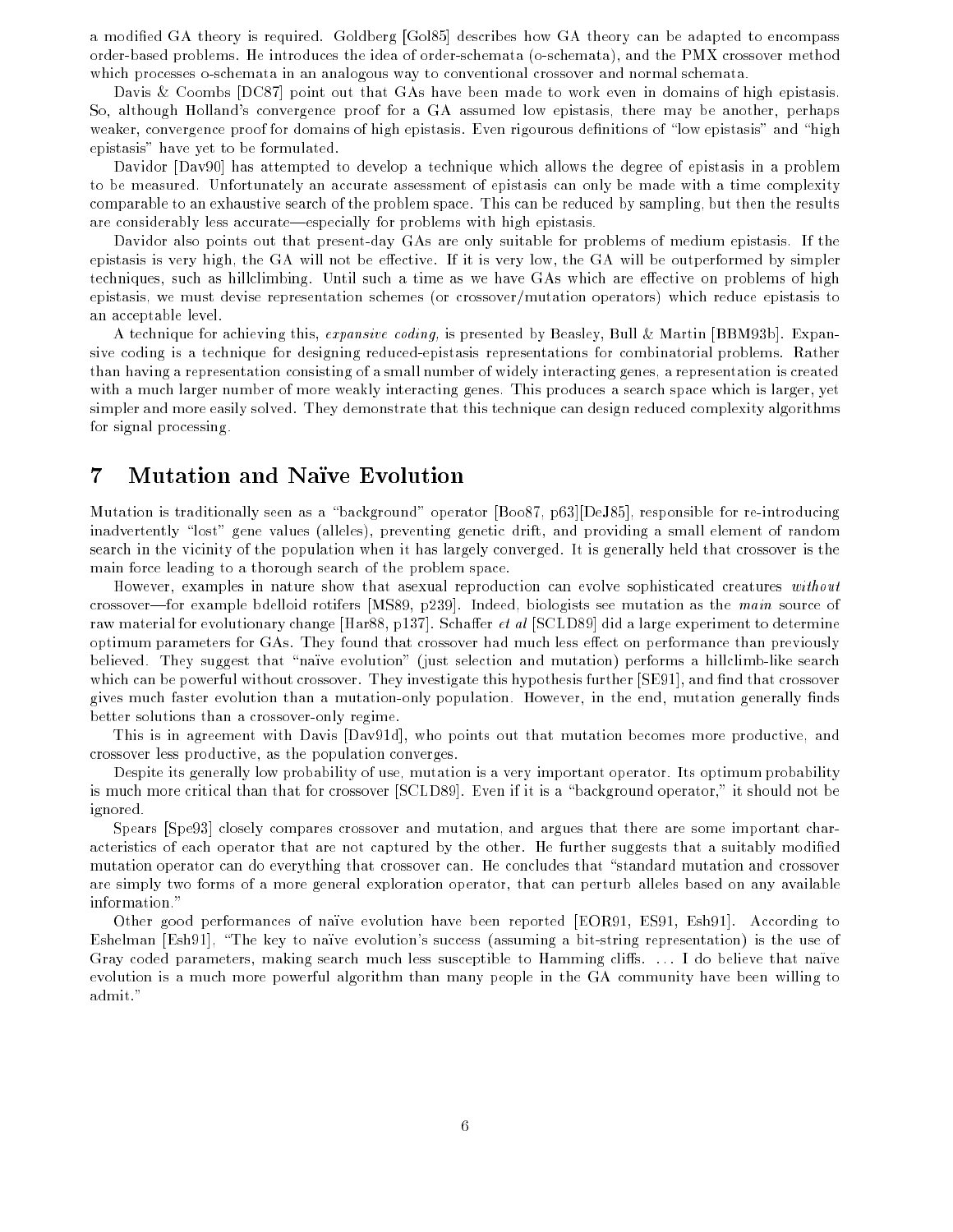a modified GA theory is required. Goldberg [Gol85] describes how GA theory can be adapted to encompass order-based problems. He introduces the idea of order-schemata (o-schemata), and the PMX crossover method which processes o-schemata in an analogous way to conventional crossover and normal schemata.

Davis & Coombs [DC87] point out that GAs have been made to work even in domains of high epistasis. So, although Holland's convergence proof for a GA assumed low epistasis, there may be another, perhaps weaker, convergence proof for domains of high epistasis. Even rigourous definitions of "low epistasis" and "high epistasis" have yet to be formulated.

Davidor [Dav90] has attempted to develop a technique which allows the degree of epistasis in a problem to be measured. Unfortunately an accurate assessment of epistasis can only be made with a time complexity comparable to an exhaustive search of the problem space. This can be reduced by sampling, but then the results are considerably less accurate—especially for problems with high epistasis.

Davidor also points out that present-day GAs are only suitable for problems of medium epistasis. If the epistasis is very high, the GA will not be effective. If it is very low, the GA will be outperformed by simpler techniques, such as hillclimbing. Until such a time as we have GAs which are effective on problems of high epistasis, we must devise representation schemes (or crossover/mutation operators) which reduce epistasis to an acceptable level.

A technique for achieving this, *expansive coding*, is presented by Beasley, Bull & Martin [BBM93b]. Expansive coding is a technique for designing reduced-epistasis representations for combinatorial problems. Rather than having a representation consisting of a small number of widely interacting genes, a representation is created with a much larger number of more weakly interacting genes. This produces a search space which is larger, yet simpler and more easily solved. They demonstrate that this technique can design reduced complexity algorithms for signal processing.

# 7 Mutation and Naïve Evolution

Mutation is traditionally seen as a "background" operator [Boo87, p63][DeJ85], responsible for re-introducing inadvertently "lost" gene values (alleles), preventing genetic drift, and providing a small element of random search in the vicinity of the population when it has largely converged. It is generally held that crossover is the main force leading to a thorough search of the problem space.

However, examples in nature show that asexual reproduction can evolve sophisticated creatures *without* crossover—for example bdelloid rotifers [MS89, p239]. Indeed, biologists see mutation as the *main* source of raw material for evolutionary change [Har88, p137]. Schaffer *et al* [SCLD89] did a large experiment to determine optimum parameters for GAs. They found that crossover had much less effect on performance than previously believed. They suggest that "naïve evolution" (just selection and mutation) performs a hillclimb-like search which can be powerful without crossover. They investigate this hypothesis further [SE91], and find that crossover gives much faster evolution than a mutation-only population. However, in the end, mutation generally finds better solutions than a crossover-only regime.

This is in agreement with Davis [Dav91d], who points out that mutation becomes more productive, and crossover less productive, as the population converges.

Despite its generally low probability of use, mutation is a very important operator. Its optimum probability is much more critical than that for crossover [SCLD89]. Even if it is a "background operator," it should not be ignored.

Spears [Spe93] closely compares crossover and mutation, and argues that there are some important characteristics of each operator that are not captured by the other. He further suggests that a suitably modified mutation operator can do everything that crossover can. He concludes that "standard mutation and crossover are simply two forms of a more general exploration operator, that can perturb alleles based on any available information."

Other good performances of naïve evolution have been reported [EOR91, ES91, Esh91]. According to Eshelman [Esh91], "The key to naïve evolution's success (assuming a bit-string representation) is the use of Gray coded parameters, making search much less susceptible to Hamming cliffs. ... I do believe that naïve evolution is a much more powerful algorithm than many people in the GA community have been willing to admit."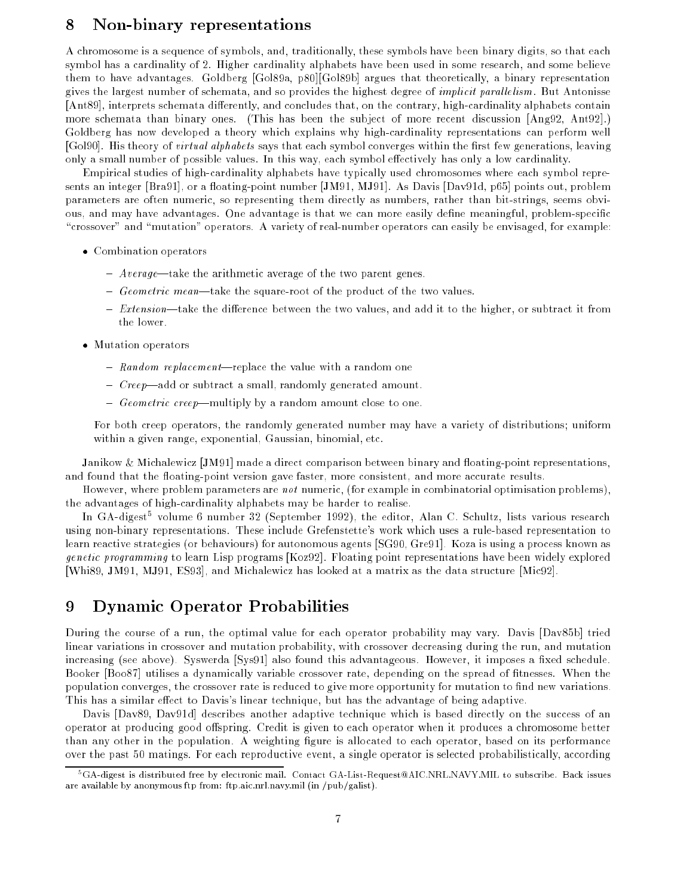## 8 Non-binary representations

A chromosome is a sequence of symbols, and, traditionally, these symbols have been binary digits, so that each symbol has a cardinality of 2. Higher cardinality alphabets have been used in some research, and some believe them to have advantages. Goldberg [Gol89a, p80][Gol89b] argues that theoretically, a binary representation gives the largest number of schemata, and so provides the highest degree of *implicit parallelism*. But Antonisse [Ant89], interprets schemata differently, and concludes that, on the contrary, high-cardinality alphabets contain more schemata than binary ones. (This has been the subject of more recent discussion [Ang92, Ant92].) Goldberg has now developed a theory which explains why high-cardinality representations can perform well [Gol90]. His theory of *virtual alphabets* says that each symbol converges within the first few generations, leaving only a small number of possible values. In this way, each symbol effectively has only a low cardinality.

Empirical studies of high-cardinality alphabets have typically used chromosomes where each symbol represents an integer [Bra91], or a floating-point number [JM91, MJ91]. As Davis [Dav91d, p65] points out, problem parameters are often numeric, so representing them directly as numbers, rather than bit-strings, seems obvious, and may have advantages. One advantage is that we can more easily define meaningful, problem-specific "crossover" and "mutation" operators. A variety of real-number operators can easily be envisaged, for example:

- Combination operators
  - *Average*—take the arithmetic average of the two parent genes.
  - *Geometric mean*—take the square-root of the product of the two values.
  - *Extension*—take the difference between the two values, and add it to the higher, or subtract it from the lower.
- Mutation operators
  - *Random replacement*—replace the value with a random one
  - *Creep*—add or subtract a small, randomly generated amount.
  - *Geometric creep*—multiply by a random amount close to one.

  For both creep operators, the randomly generated number may have a variety of distributions; uniform within a given range, exponential, Gaussian, binomial, etc.

Janikow & Michalewicz [JM91] made a direct comparison between binary and floating-point representations, and found that the floating-point version gave faster, more consistent, and more accurate results.

However, where problem parameters are *not* numeric, (for example in combinatorial optimisation problems), the advantages of high-cardinality alphabets may be harder to realise.

In GA-digest[5] volume 6 number 32 (September 1992), the editor, Alan C. Schultz, lists various research using non-binary representations. These include Grefenstette's work which uses a rule-based representation to learn reactive strategies (or behaviours) for autonomous agents [SG90, Gre91]. Koza is using a process known as *genetic programming* to learn Lisp programs [Koz92]. Floating point representations have been widely explored [Whi89, JM91, MJ91, ES93], and Michalewicz has looked at a matrix as the data structure [Mic92].

## 9 Dynamic Operator Probabilities

During the course of a run, the optimal value for each operator probability may vary. Davis [Dav85b] tried linear variations in crossover and mutation probability, with crossover decreasing during the run, and mutation increasing (see above). Syswerda [Sys91] also found this advantageous. However, it imposes a fixed schedule. Booker [Boo87] utilises a dynamically variable crossover rate, depending on the spread of fitnesses. When the population converges, the crossover rate is reduced to give more opportunity for mutation to find new variations. This has a similar effect to Davis's linear technique, but has the advantage of being adaptive.

Davis [Dav89, Dav91d] describes another adaptive technique which is based directly on the success of an operator at producing good offspring. Credit is given to each operator when it produces a chromosome better than any other in the population. A weighting figure is allocated to each operator, based on its performance over the past 50 matings. For each reproductive event, a single operator is selected probabilistically, according

[5] GA-digest is distributed free by electronic mail. Contact GA-List-Request@AIC.NRL.NAVY.MIL to subscribe. Back issues are available by anonymous ftp from: ftp.aic.nrl.navy.mil (in /pub/galist).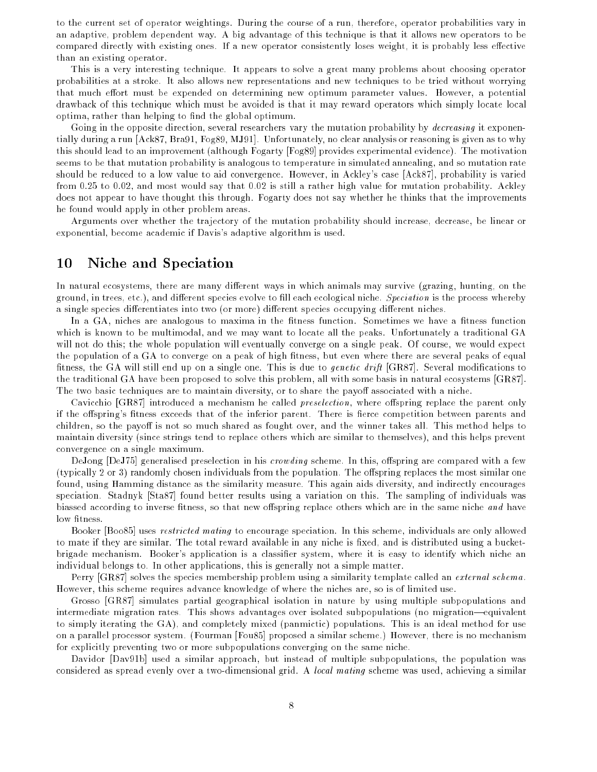to the current set of operator weightings. During the course of a run, therefore, operator probabilities vary in an adaptive, problem dependent way. A big advantage of this technique is that it allows new operators to be compared directly with existing ones. If a new operator consistently loses weight, it is probably less effective than an existing operator.

This is a very interesting technique. It appears to solve a great many problems about choosing operator probabilities at a stroke. It also allows new representations and new techniques to be tried without worrying that much effort must be expended on determining new optimum parameter values. However, a potential drawback of this technique which must be avoided is that it may reward operators which simply locate local optima, rather than helping to find the global optimum.

Going in the opposite direction, several researchers vary the mutation probability by *decreasing* it exponentially during a run [Ack87, Bra91, Fog89, MJ91]. Unfortunately, no clear analysis or reasoning is given as to why this should lead to an improvement (although Fogarty [Fog89] provides experimental evidence). The motivation seems to be that mutation probability is analogous to temperature in simulated annealing, and so mutation rate should be reduced to a low value to aid convergence. However, in Ackley's case [Ack87], probability is varied from 0.25 to 0.02, and most would say that 0.02 is still a rather high value for mutation probability. Ackley does not appear to have thought this through. Fogarty does not say whether he thinks that the improvements he found would apply in other problem areas.

Arguments over whether the trajectory of the mutation probability should increase, decrease, be linear or exponential, become academic if Davis's adaptive algorithm is used.

# 10 Niche and Speciation

In natural ecosystems, there are many different ways in which animals may survive (grazing, hunting, on the ground, in trees, etc.), and different species evolve to fill each ecological niche. *Speciation* is the process whereby a single species differentiates into two (or more) different species occupying different niches.

In a GA, niches are analogous to maxima in the fitness function. Sometimes we have a fitness function which is known to be multimodal, and we may want to locate all the peaks. Unfortunately a traditional GA will not do this; the whole population will eventually converge on a single peak. Of course, we would expect the population of a GA to converge on a peak of high fitness, but even where there are several peaks of equal fitness, the GA will still end up on a single one. This is due to *genetic drift* [GR87]. Several modifications to the traditional GA have been proposed to solve this problem, all with some basis in natural ecosystems [GR87]. The two basic techniques are to maintain diversity, or to share the payoff associated with a niche.

Cavicchio [GR87] introduced a mechanism he called *preselection*, where offspring replace the parent only if the offspring's fitness exceeds that of the inferior parent. There is fierce competition between parents and children, so the payoff is not so much shared as fought over, and the winner takes all. This method helps to maintain diversity (since strings tend to replace others which are similar to themselves), and this helps prevent convergence on a single maximum.

DeJong [DeJ75] generalised preselection in his *crowding* scheme. In this, offspring are compared with a few (typically 2 or 3) randomly chosen individuals from the population. The offspring replaces the most similar one found, using Hamming distance as the similarity measure. This again aids diversity, and indirectly encourages speciation. Stadnyk [Sta87] found better results using a variation on this. The sampling of individuals was biassed according to inverse fitness, so that new offspring replace others which are in the same niche *and* have low fitness.

Booker [Boo85] uses *restricted mating* to encourage speciation. In this scheme, individuals are only allowed to mate if they are similar. The total reward available in any niche is fixed, and is distributed using a bucket-brigade mechanism. Booker's application is a classifier system, where it is easy to identify which niche an individual belongs to. In other applications, this is generally not a simple matter.

Perry [GR87] solves the species membership problem using a similarity template called an *external schema*. However, this scheme requires advance knowledge of where the niches are, so is of limited use.

Grosso [GR87] simulates partial geographical isolation in nature by using multiple subpopulations and intermediate migration rates. This shows advantages over isolated subpopulations (no migration—equivalent to simply iterating the GA), and completely mixed (panmictic) populations. This is an ideal method for use on a parallel processor system. (Fourman [Fou85] proposed a similar scheme.) However, there is no mechanism for explicitly preventing two or more subpopulations converging on the same niche.

Davidor [Dav91b] used a similar approach, but instead of multiple subpopulations, the population was considered as spread evenly over a two-dimensional grid. A *local mating* scheme was used, achieving a similar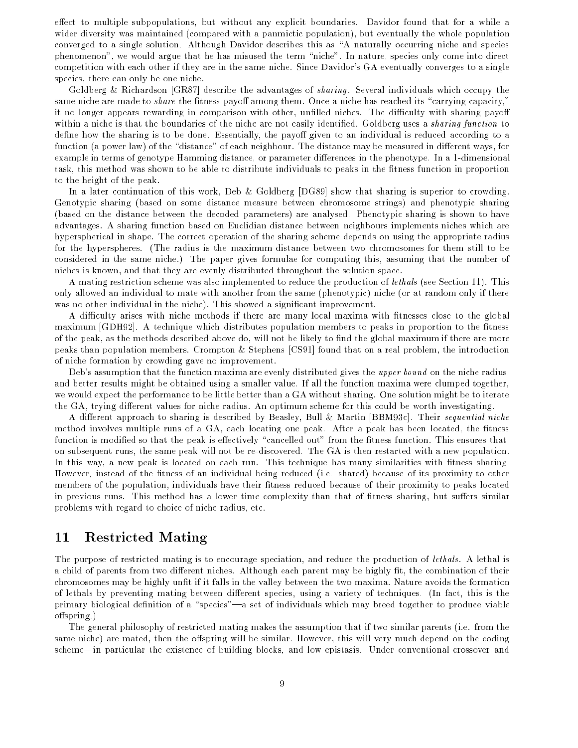effect to multiple subpopulations, but without any explicit boundaries. Davidor found that for a while a wider diversity was maintained (compared with a panmictic population), but eventually the whole population converged to a single solution. Although Davidor describes this as "A naturally occurring niche and species phenomenon", we would argue that he has misused the term "niche". In nature, species only come into direct competition with each other if they are in the same niche. Since Davidor's GA eventually converges to a single species, there can only be one niche.

Goldberg & Richardson [GR87] describe the advantages of *sharing*. Several individuals which occupy the same niche are made to *share* the fitness payoff among them. Once a niche has reached its "carrying capacity," it no longer appears rewarding in comparison with other, unfilled niches. The difficulty with sharing payoff within a niche is that the boundaries of the niche are not easily identified. Goldberg uses a *sharing function* to define how the sharing is to be done. Essentially, the payoff given to an individual is reduced according to a function (a power law) of the "distance" of each neighbour. The distance may be measured in different ways, for example in terms of genotype Hamming distance, or parameter differences in the phenotype. In a 1-dimensional task, this method was shown to be able to distribute individuals to peaks in the fitness function in proportion to the height of the peak.

In a later continuation of this work, Deb & Goldberg [DG89] show that sharing is superior to crowding. Genotypic sharing (based on some distance measure between chromosome strings) and phenotypic sharing (based on the distance between the decoded parameters) are analysed. Phenotypic sharing is shown to have advantages. A sharing function based on Euclidian distance between neighbours implements niches which are hyperspherical in shape. The correct operation of the sharing scheme depends on using the appropriate radius for the hyperspheres. (The radius is the maximum distance between two chromosomes for them still to be considered in the same niche.) The paper gives formulae for computing this, assuming that the number of niches is known, and that they are evenly distributed throughout the solution space.

A mating restriction scheme was also implemented to reduce the production of *lethals* (see Section 11). This only allowed an individual to mate with another from the same (phenotypic) niche (or at random only if there was no other individual in the niche). This showed a significant improvement.

A difficulty arises with niche methods if there are many local maxima with fitnesses close to the global maximum [GDH92]. A technique which distributes population members to peaks in proportion to the fitness of the peak, as the methods described above do, will not be likely to find the global maximum if there are more peaks than population members. Crompton & Stephens [CS91] found that on a real problem, the introduction of niche formation by crowding gave no improvement.

Deb's assumption that the function maxima are evenly distributed gives the *upper bound* on the niche radius, and better results might be obtained using a smaller value. If all the function maxima were clumped together, we would expect the performance to be little better than a GA without sharing. One solution might be to iterate the GA, trying different values for niche radius. An optimum scheme for this could be worth investigating.

A different approach to sharing is described by Beasley, Bull & Martin [BBM93c]. Their *sequential niche* method involves multiple runs of a GA, each locating one peak. After a peak has been located, the fitness function is modified so that the peak is effectively "cancelled out" from the fitness function. This ensures that, on subsequent runs, the same peak will not be re-discovered. The GA is then restarted with a new population. In this way, a new peak is located on each run. This technique has many similarities with fitness sharing. However, instead of the fitness of an individual being reduced (i.e. shared) because of its proximity to other members of the population, individuals have their fitness reduced because of their proximity to peaks located in previous runs. This method has a lower time complexity than that of fitness sharing, but suffers similar problems with regard to choice of niche radius, etc.

## 11 Restricted Mating

The purpose of restricted mating is to encourage speciation, and reduce the production of *lethals*. A lethal is a child of parents from two different niches. Although each parent may be highly fit, the combination of their chromosomes may be highly unfit if it falls in the valley between the two maxima. Nature avoids the formation of lethals by preventing mating between different species, using a variety of techniques. (In fact, this is the primary biological definition of a "species"—a set of individuals which may breed together to produce viable offspring.)

The general philosophy of restricted mating makes the assumption that if two similar parents (i.e. from the same niche) are mated, then the offspring will be similar. However, this will very much depend on the coding scheme—in particular the existence of building blocks, and low epistasis. Under conventional crossover and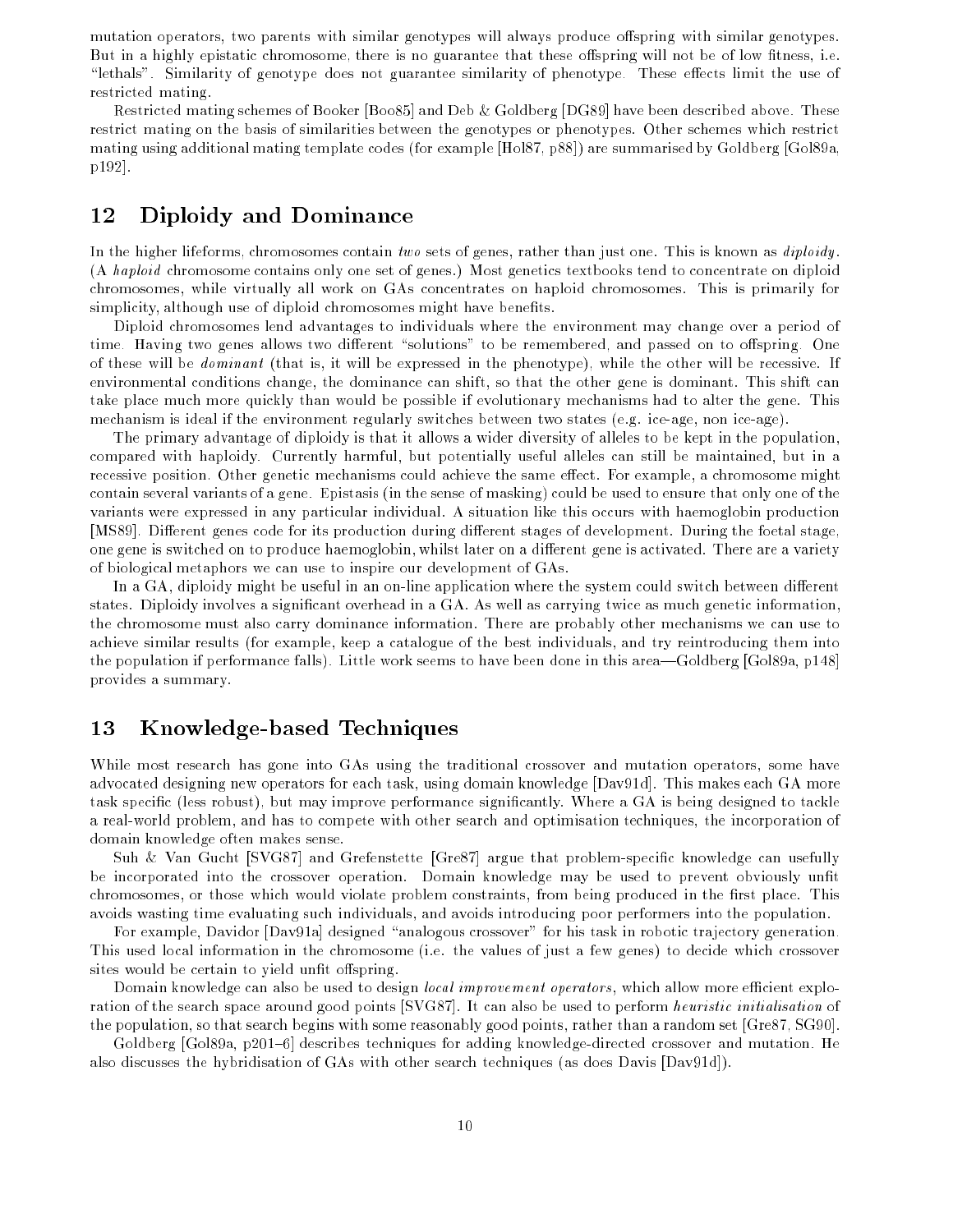mutation operators, two parents with similar genotypes will always produce offspring with similar genotypes. But in a highly epistatic chromosome, there is no guarantee that these offspring will not be of low fitness, i.e. "lethals". Similarity of genotype does not guarantee similarity of phenotype. These effects limit the use of restricted mating.

Restricted mating schemes of Booker [Boo85] and Deb & Goldberg [DG89] have been described above. These restrict mating on the basis of similarities between the genotypes or phenotypes. Other schemes which restrict mating using additional mating template codes (for example [Hol87, p88]) are summarised by Goldberg [Gol89a, p192].

## 12 Diploidy and Dominance

In the higher lifeforms, chromosomes contain *two* sets of genes, rather than just one. This is known as *diploidy*. (A *haploid* chromosome contains only one set of genes.) Most genetics textbooks tend to concentrate on diploid chromosomes, while virtually all work on GAs concentrates on haploid chromosomes. This is primarily for simplicity, although use of diploid chromosomes might have benefits.

Diploid chromosomes lend advantages to individuals where the environment may change over a period of time. Having two genes allows two different "solutions" to be remembered, and passed on to offspring. One of these will be *dominant* (that is, it will be expressed in the phenotype), while the other will be recessive. If environmental conditions change, the dominance can shift, so that the other gene is dominant. This shift can take place much more quickly than would be possible if evolutionary mechanisms had to alter the gene. This mechanism is ideal if the environment regularly switches between two states (e.g. ice-age, non ice-age).

The primary advantage of diploidy is that it allows a wider diversity of alleles to be kept in the population, compared with haploidy. Currently harmful, but potentially useful alleles can still be maintained, but in a recessive position. Other genetic mechanisms could achieve the same effect. For example, a chromosome might contain several variants of a gene. Epistasis (in the sense of masking) could be used to ensure that only one of the variants were expressed in any particular individual. A situation like this occurs with haemoglobin production [MS89]. Different genes code for its production during different stages of development. During the foetal stage, one gene is switched on to produce haemoglobin, whilst later on a different gene is activated. There are a variety of biological metaphors we can use to inspire our development of GAs.

In a GA, diploidy might be useful in an on-line application where the system could switch between different states. Diploidy involves a significant overhead in a GA. As well as carrying twice as much genetic information, the chromosome must also carry dominance information. There are probably other mechanisms we can use to achieve similar results (for example, keep a catalogue of the best individuals, and try reintroducing them into the population if performance falls). Little work seems to have been done in this area—Goldberg [Gol89a, p148] provides a summary.

## 13 Knowledge-based Techniques

While most research has gone into GAs using the traditional crossover and mutation operators, some have advocated designing new operators for each task, using domain knowledge [Dav91d]. This makes each GA more task specific (less robust), but may improve performance significantly. Where a GA is being designed to tackle a real-world problem, and has to compete with other search and optimisation techniques, the incorporation of domain knowledge often makes sense.

Suh & Van Gucht [SVG87] and Grefenstette [Gre87] argue that problem-specific knowledge can usefully be incorporated into the crossover operation. Domain knowledge may be used to prevent obviously unfit chromosomes, or those which would violate problem constraints, from being produced in the first place. This avoids wasting time evaluating such individuals, and avoids introducing poor performers into the population.

For example, Davidor [Dav91a] designed "analogous crossover" for his task in robotic trajectory generation. This used local information in the chromosome (i.e. the values of just a few genes) to decide which crossover sites would be certain to yield unfit offspring.

Domain knowledge can also be used to design *local improvement operators*, which allow more efficient exploration of the search space around good points [SVG87]. It can also be used to perform *heuristic initialisation* of the population, so that search begins with some reasonably good points, rather than a random set [Gre87, SG90].

Goldberg [Gol89a, p201–6] describes techniques for adding knowledge-directed crossover and mutation. He also discusses the hybridisation of GAs with other search techniques (as does Davis [Dav91d]).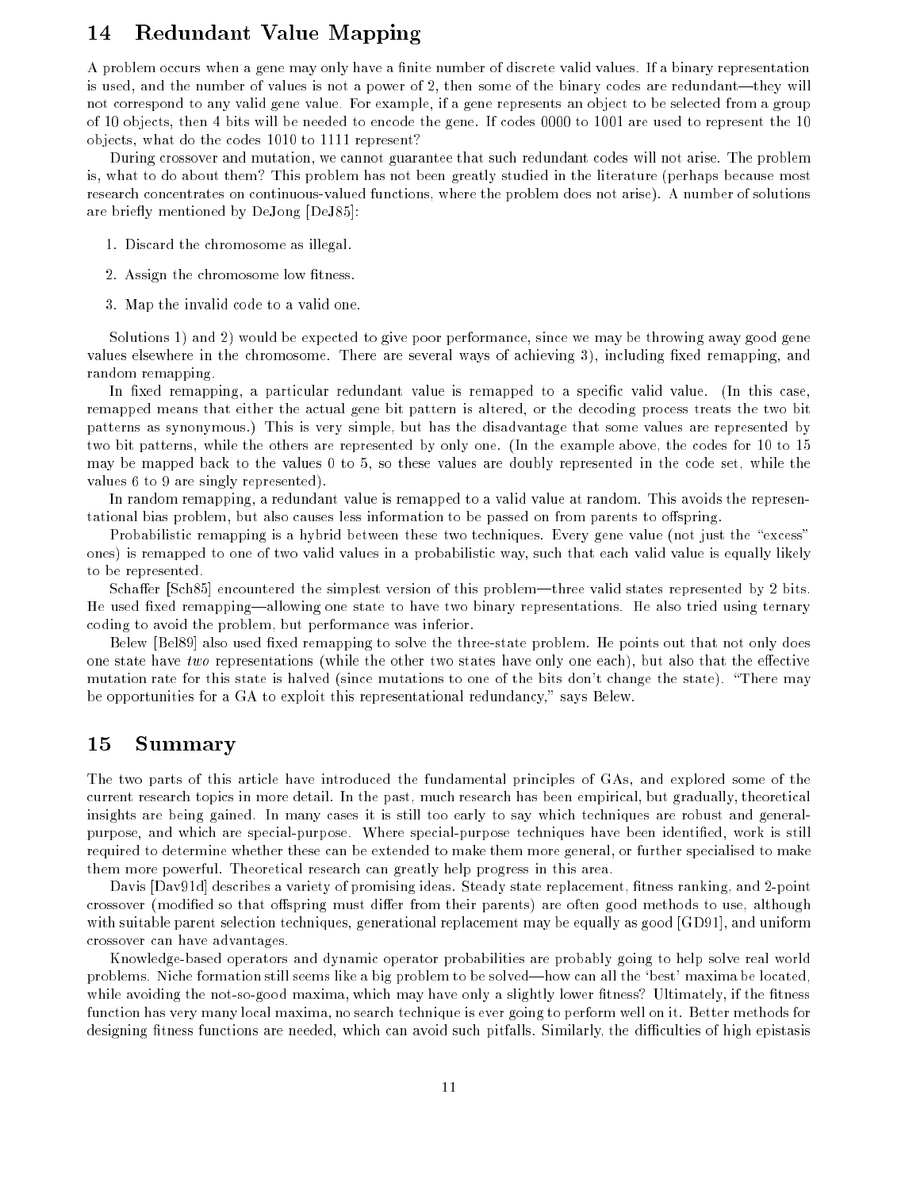## 14 Redundant Value Mapping

A problem occurs when a gene may only have a finite number of discrete valid values. If a binary representation is used, and the number of values is not a power of 2, then some of the binary codes are redundant—they will not correspond to any valid gene value. For example, if a gene represents an object to be selected from a group of 10 objects, then 4 bits will be needed to encode the gene. If codes 0000 to 1001 are used to represent the 10 objects, what do the codes 1010 to 1111 represent?

During crossover and mutation, we cannot guarantee that such redundant codes will not arise. The problem is, what to do about them? This problem has not been greatly studied in the literature (perhaps because most research concentrates on continuous-valued functions, where the problem does not arise). A number of solutions are briefly mentioned by DeJong [DeJ85]:

1. Discard the chromosome as illegal.
2. Assign the chromosome low fitness.
3. Map the invalid code to a valid one.

Solutions 1) and 2) would be expected to give poor performance, since we may be throwing away good gene values elsewhere in the chromosome. There are several ways of achieving 3), including fixed remapping, and random remapping.

In fixed remapping, a particular redundant value is remapped to a specific valid value. (In this case, remapped means that either the actual gene bit pattern is altered, or the decoding process treats the two bit patterns as synonymous.) This is very simple, but has the disadvantage that some values are represented by two bit patterns, while the others are represented by only one. (In the example above, the codes for 10 to 15 may be mapped back to the values 0 to 5, so these values are doubly represented in the code set, while the values 6 to 9 are singly represented).

In random remapping, a redundant value is remapped to a valid value at random. This avoids the representational bias problem, but also causes less information to be passed on from parents to offspring.

Probabilistic remapping is a hybrid between these two techniques. Every gene value (not just the "excess" ones) is remapped to one of two valid values in a probabilistic way, such that each valid value is equally likely to be represented.

Schaffer [Sch85] encountered the simplest version of this problem—three valid states represented by 2 bits. He used fixed remapping—allowing one state to have two binary representations. He also tried using ternary coding to avoid the problem, but performance was inferior.

Belew [Bel89] also used fixed remapping to solve the three-state problem. He points out that not only does one state have *two* representations (while the other two states have only one each), but also that the effective mutation rate for this state is halved (since mutations to one of the bits don't change the state). "There may be opportunities for a GA to exploit this representational redundancy," says Belew.

## 15 Summary

The two parts of this article have introduced the fundamental principles of GAs, and explored some of the current research topics in more detail. In the past, much research has been empirical, but gradually, theoretical insights are being gained. In many cases it is still too early to say which techniques are robust and general-purpose, and which are special-purpose. Where special-purpose techniques have been identified, work is still required to determine whether these can be extended to make them more general, or further specialised to make them more powerful. Theoretical research can greatly help progress in this area.

Davis [Dav91d] describes a variety of promising ideas. Steady state replacement, fitness ranking, and 2-point crossover (modified so that offspring must differ from their parents) are often good methods to use, although with suitable parent selection techniques, generational replacement may be equally as good [GD91], and uniform crossover can have advantages.

Knowledge-based operators and dynamic operator probabilities are probably going to help solve real world problems. Niche formation still seems like a big problem to be solved—how can all the 'best' maxima be located, while avoiding the not-so-good maxima, which may have only a slightly lower fitness? Ultimately, if the fitness function has very many local maxima, no search technique is ever going to perform well on it. Better methods for designing fitness functions are needed, which can avoid such pitfalls. Similarly, the difficulties of high epistasis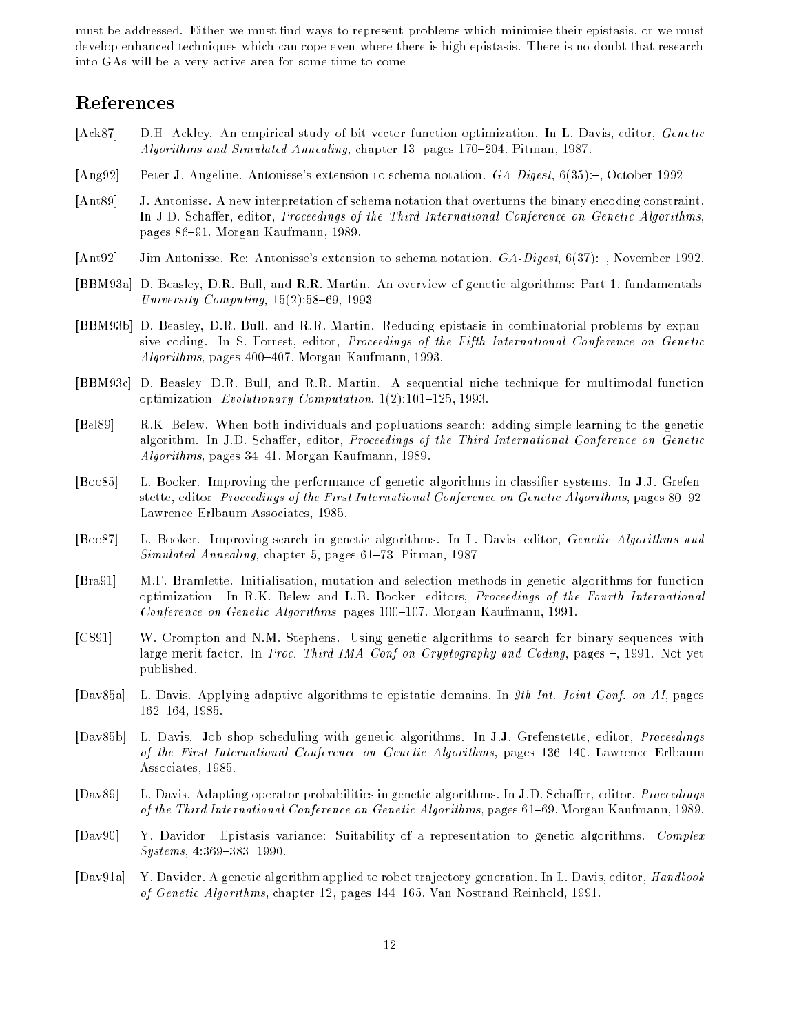must be addressed. Either we must find ways to represent problems which minimise their epistasis, or we must develop enhanced techniques which can cope even where there is high epistasis. There is no doubt that research into GAs will be a very active area for some time to come.

## References

[Ack87] D.H. Ackley. An empirical study of bit vector function optimization. In L. Davis, editor, *Genetic Algorithms and Simulated Annealing*, chapter 13, pages 170–204. Pitman, 1987.

[Ang92] Peter J. Angeline. Antonisse's extension to schema notation. *GA-Digest*, 6(35):–, October 1992.

[Ant89] J. Antonisse. A new interpretation of schema notation that overturns the binary encoding constraint. In J.D. Schaffer, editor, *Proceedings of the Third International Conference on Genetic Algorithms*, pages 86–91. Morgan Kaufmann, 1989.

[Ant92] Jim Antonisse. Re: Antonisse's extension to schema notation. *GA-Digest*, 6(37):–, November 1992.

[BBM93a] D. Beasley, D.R. Bull, and R.R. Martin. An overview of genetic algorithms: Part 1, fundamentals. *University Computing*, 15(2):58–69, 1993.

[BBM93b] D. Beasley, D.R. Bull, and R.R. Martin. Reducing epistasis in combinatorial problems by expansive coding. In S. Forrest, editor, *Proceedings of the Fifth International Conference on Genetic Algorithms*, pages 400–407. Morgan Kaufmann, 1993.

[BBM93c] D. Beasley, D.R. Bull, and R.R. Martin. A sequential niche technique for multimodal function optimization. *Evolutionary Computation*, 1(2):101–125, 1993.

[Bel89] R.K. Belew. When both individuals and popluations search: adding simple learning to the genetic algorithm. In J.D. Schaffer, editor, *Proceedings of the Third International Conference on Genetic Algorithms*, pages 34–41. Morgan Kaufmann, 1989.

[Boo85] L. Booker. Improving the performance of genetic algorithms in classifier systems. In J.J. Grefenstette, editor, *Proceedings of the First International Conference on Genetic Algorithms*, pages 80–92. Lawrence Erlbaum Associates, 1985.

[Boo87] L. Booker. Improving search in genetic algorithms. In L. Davis, editor, *Genetic Algorithms and Simulated Annealing*, chapter 5, pages 61–73. Pitman, 1987.

[Bra91] M.F. Bramlette. Initialisation, mutation and selection methods in genetic algorithms for function optimization. In R.K. Belew and L.B. Booker, editors, *Proceedings of the Fourth International Conference on Genetic Algorithms*, pages 100–107. Morgan Kaufmann, 1991.

[CS91] W. Crompton and N.M. Stephens. Using genetic algorithms to search for binary sequences with large merit factor. In *Proc. Third IMA Conf on Cryptography and Coding*, pages –, 1991. Not yet published.

[Dav85a] L. Davis. Applying adaptive algorithms to epistatic domains. In *9th Int. Joint Conf. on AI*, pages 162–164, 1985.

[Dav85b] L. Davis. Job shop scheduling with genetic algorithms. In J.J. Grefenstette, editor, *Proceedings of the First International Conference on Genetic Algorithms*, pages 136–140. Lawrence Erlbaum Associates, 1985.

[Dav89] L. Davis. Adapting operator probabilities in genetic algorithms. In J.D. Schaffer, editor, *Proceedings of the Third International Conference on Genetic Algorithms*, pages 61–69. Morgan Kaufmann, 1989.

[Dav90] Y. Davidor. Epistasis variance: Suitability of a representation to genetic algorithms. *Complex Systems*, 4:369–383, 1990.

[Dav91a] Y. Davidor. A genetic algorithm applied to robot trajectory generation. In L. Davis, editor, *Handbook of Genetic Algorithms*, chapter 12, pages 144–165. Van Nostrand Reinhold, 1991.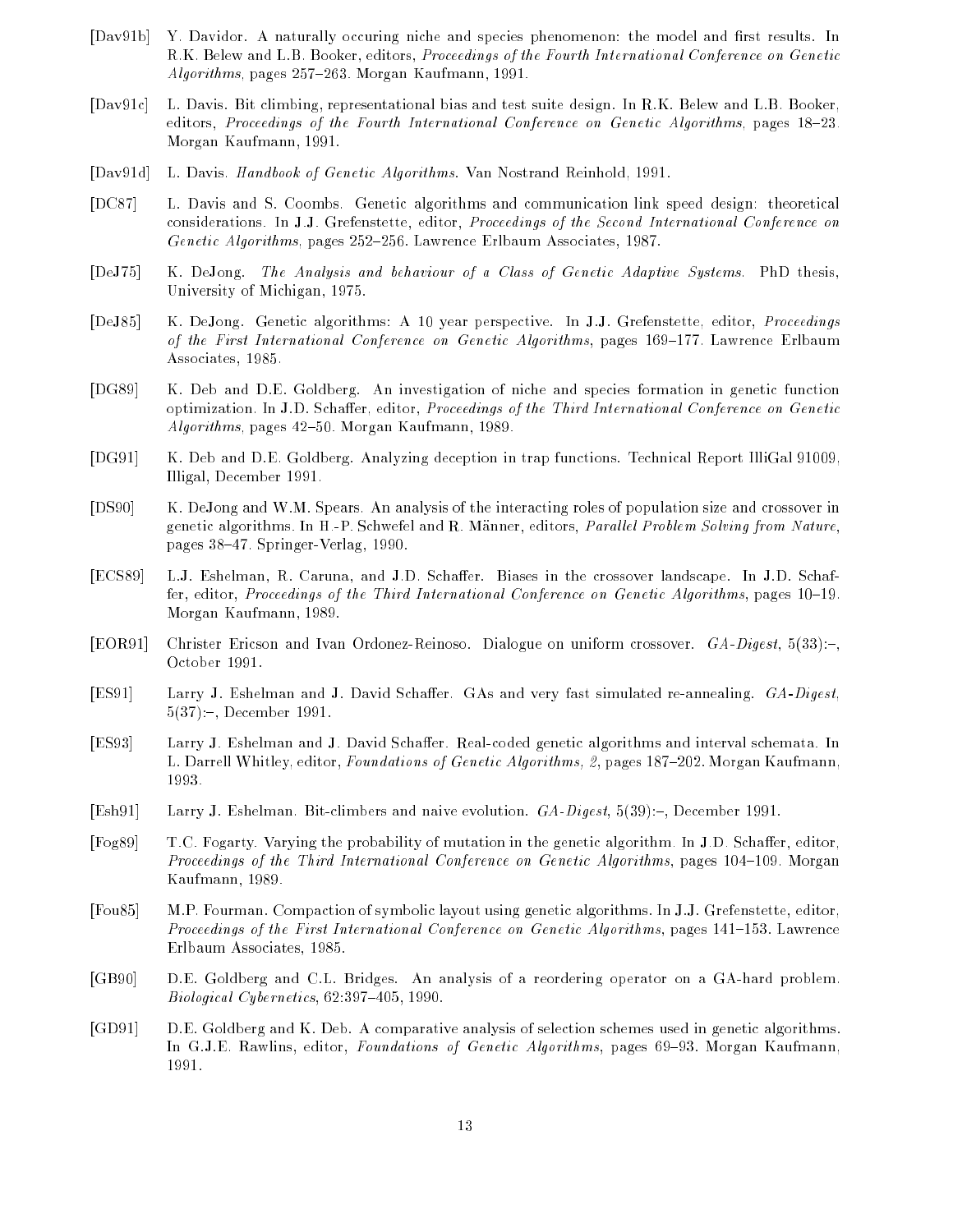[Dav91b] Y. Davidor. A naturally occuring niche and species phenomenon: the model and first results. In R.K. Belew and L.B. Booker, editors, *Proceedings of the Fourth International Conference on Genetic Algorithms*, pages 257–263. Morgan Kaufmann, 1991.

[Dav91c] L. Davis. Bit climbing, representational bias and test suite design. In R.K. Belew and L.B. Booker, editors, *Proceedings of the Fourth International Conference on Genetic Algorithms*, pages 18–23. Morgan Kaufmann, 1991.

[Dav91d] L. Davis. *Handbook of Genetic Algorithms*. Van Nostrand Reinhold, 1991.

[DC87] L. Davis and S. Coombs. Genetic algorithms and communication link speed design: theoretical considerations. In J.J. Grefenstette, editor, *Proceedings of the Second International Conference on Genetic Algorithms*, pages 252–256. Lawrence Erlbaum Associates, 1987.

[DeJ75] K. DeJong. *The Analysis and behaviour of a Class of Genetic Adaptive Systems*. PhD thesis, University of Michigan, 1975.

[DeJ85] K. DeJong. Genetic algorithms: A 10 year perspective. In J.J. Grefenstette, editor, *Proceedings of the First International Conference on Genetic Algorithms*, pages 169–177. Lawrence Erlbaum Associates, 1985.

[DG89] K. Deb and D.E. Goldberg. An investigation of niche and species formation in genetic function optimization. In J.D. Schaffer, editor, *Proceedings of the Third International Conference on Genetic Algorithms*, pages 42–50. Morgan Kaufmann, 1989.

[DG91] K. Deb and D.E. Goldberg. Analyzing deception in trap functions. Technical Report IlliGal 91009, Illigal, December 1991.

[DS90] K. DeJong and W.M. Spears. An analysis of the interacting roles of population size and crossover in genetic algorithms. In H.-P. Schwefel and R. Männer, editors, *Parallel Problem Solving from Nature*, pages 38–47. Springer-Verlag, 1990.

[ECS89] L.J. Eshelman, R. Caruna, and J.D. Schaffer. Biases in the crossover landscape. In J.D. Schaffer, editor, *Proceedings of the Third International Conference on Genetic Algorithms*, pages 10–19. Morgan Kaufmann, 1989.

[EOR91] Christer Ericson and Ivan Ordonez-Reinoso. Dialogue on uniform crossover. *GA-Digest*, 5(33):–, October 1991.

[ES91] Larry J. Eshelman and J. David Schaffer. GAs and very fast simulated re-annealing. *GA-Digest*, 5(37):–, December 1991.

[ES93] Larry J. Eshelman and J. David Schaffer. Real-coded genetic algorithms and interval schemata. In L. Darrell Whitley, editor, *Foundations of Genetic Algorithms, 2*, pages 187–202. Morgan Kaufmann, 1993.

[Esh91] Larry J. Eshelman. Bit-climbers and naive evolution. *GA-Digest*, 5(39):–, December 1991.

[Fog89] T.C. Fogarty. Varying the probability of mutation in the genetic algorithm. In J.D. Schaffer, editor, *Proceedings of the Third International Conference on Genetic Algorithms*, pages 104–109. Morgan Kaufmann, 1989.

[Fou85] M.P. Fourman. Compaction of symbolic layout using genetic algorithms. In J.J. Grefenstette, editor, *Proceedings of the First International Conference on Genetic Algorithms*, pages 141–153. Lawrence Erlbaum Associates, 1985.

[GB90] D.E. Goldberg and C.L. Bridges. An analysis of a reordering operator on a GA-hard problem. *Biological Cybernetics*, 62:397–405, 1990.

[GD91] D.E. Goldberg and K. Deb. A comparative analysis of selection schemes used in genetic algorithms. In G.J.E. Rawlins, editor, *Foundations of Genetic Algorithms*, pages 69–93. Morgan Kaufmann, 1991.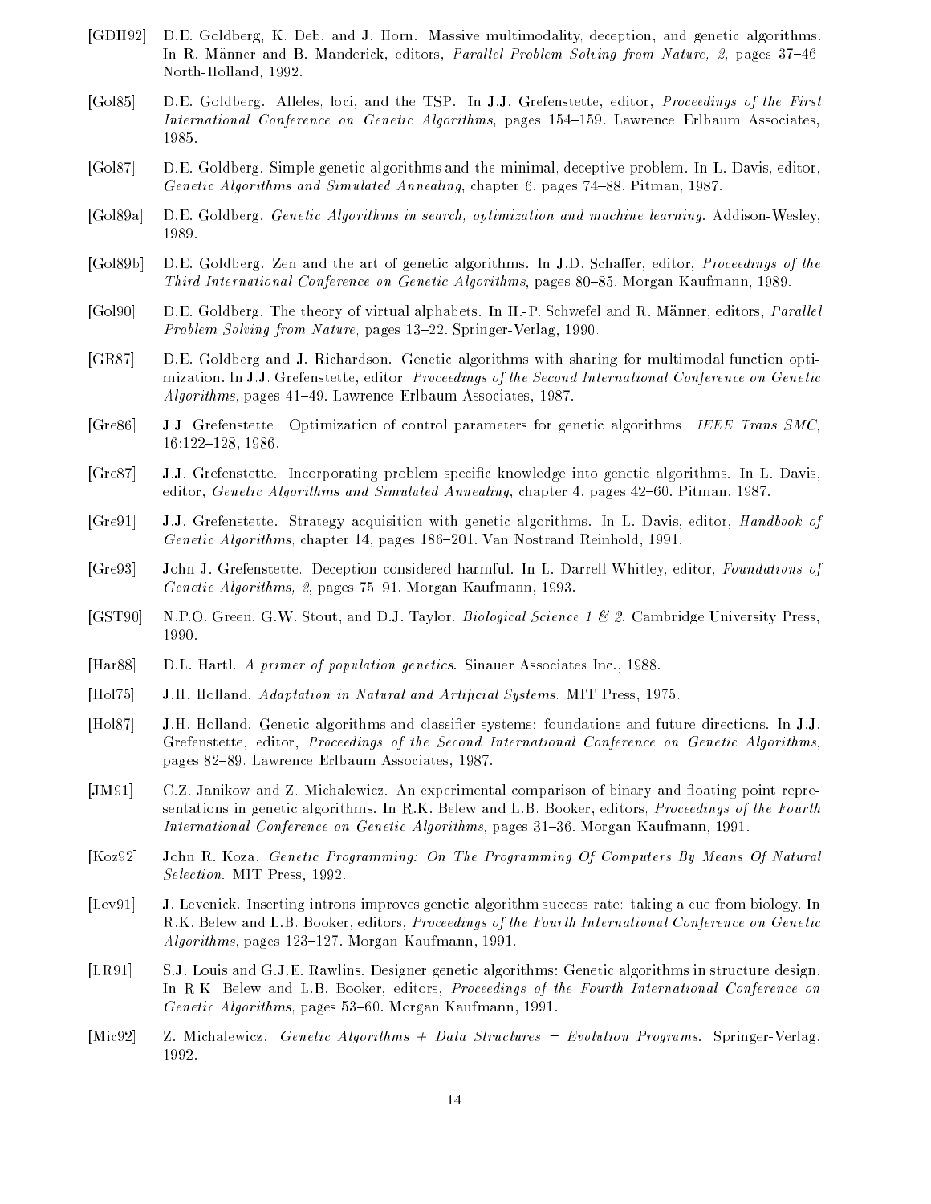[GDH92] D.E. Goldberg, K. Deb, and J. Horn. Massive multimodality, deception, and genetic algorithms. In R. Männer and B. Manderick, editors, *Parallel Problem Solving from Nature, 2*, pages 37–46. North-Holland, 1992.

[Gol85] D.E. Goldberg. Alleles, loci, and the TSP. In J.J. Grefenstette, editor, *Proceedings of the First International Conference on Genetic Algorithms*, pages 154–159. Lawrence Erlbaum Associates, 1985.

[Gol87] D.E. Goldberg. Simple genetic algorithms and the minimal, deceptive problem. In L. Davis, editor, *Genetic Algorithms and Simulated Annealing*, chapter 6, pages 74–88. Pitman, 1987.

[Gol89a] D.E. Goldberg. *Genetic Algorithms in search, optimization and machine learning*. Addison-Wesley, 1989.

[Gol89b] D.E. Goldberg. Zen and the art of genetic algorithms. In J.D. Schaffer, editor, *Proceedings of the Third International Conference on Genetic Algorithms*, pages 80–85. Morgan Kaufmann, 1989.

[Gol90] D.E. Goldberg. The theory of virtual alphabets. In H.-P. Schwefel and R. Männer, editors, *Parallel Problem Solving from Nature*, pages 13–22. Springer-Verlag, 1990.

[GR87] D.E. Goldberg and J. Richardson. Genetic algorithms with sharing for multimodal function optimization. In J.J. Grefenstette, editor, *Proceedings of the Second International Conference on Genetic Algorithms*, pages 41–49. Lawrence Erlbaum Associates, 1987.

[Gre86] J.J. Grefenstette. Optimization of control parameters for genetic algorithms. *IEEE Trans SMC*, 16:122–128, 1986.

[Gre87] J.J. Grefenstette. Incorporating problem specific knowledge into genetic algorithms. In L. Davis, editor, *Genetic Algorithms and Simulated Annealing*, chapter 4, pages 42–60. Pitman, 1987.

[Gre91] J.J. Grefenstette. Strategy acquisition with genetic algorithms. In L. Davis, editor, *Handbook of Genetic Algorithms*, chapter 14, pages 186–201. Van Nostrand Reinhold, 1991.

[Gre93] John J. Grefenstette. Deception considered harmful. In L. Darrell Whitley, editor, *Foundations of Genetic Algorithms, 2*, pages 75–91. Morgan Kaufmann, 1993.

[GST90] N.P.O. Green, G.W. Stout, and D.J. Taylor. *Biological Science 1 & 2*. Cambridge University Press, 1990.

[Har88] D.L. Hartl. *A primer of population genetics*. Sinauer Associates Inc., 1988.

[Hol75] J.H. Holland. *Adaptation in Natural and Artificial Systems*. MIT Press, 1975.

[Hol87] J.H. Holland. Genetic algorithms and classifier systems: foundations and future directions. In J.J. Grefenstette, editor, *Proceedings of the Second International Conference on Genetic Algorithms*, pages 82–89. Lawrence Erlbaum Associates, 1987.

[JM91] C.Z. Janikow and Z. Michalewicz. An experimental comparison of binary and floating point representations in genetic algorithms. In R.K. Belew and L.B. Booker, editors, *Proceedings of the Fourth International Conference on Genetic Algorithms*, pages 31–36. Morgan Kaufmann, 1991.

[Koz92] John R. Koza. *Genetic Programming: On The Programming Of Computers By Means Of Natural Selection*. MIT Press, 1992.

[Lev91] J. Levenick. Inserting introns improves genetic algorithm success rate: taking a cue from biology. In R.K. Belew and L.B. Booker, editors, *Proceedings of the Fourth International Conference on Genetic Algorithms*, pages 123–127. Morgan Kaufmann, 1991.

[LR91] S.J. Louis and G.J.E. Rawlins. Designer genetic algorithms: Genetic algorithms in structure design. In R.K. Belew and L.B. Booker, editors, *Proceedings of the Fourth International Conference on Genetic Algorithms*, pages 53–60. Morgan Kaufmann, 1991.

[Mic92] Z. Michalewicz. *Genetic Algorithms + Data Structures = Evolution Programs*. Springer-Verlag, 1992.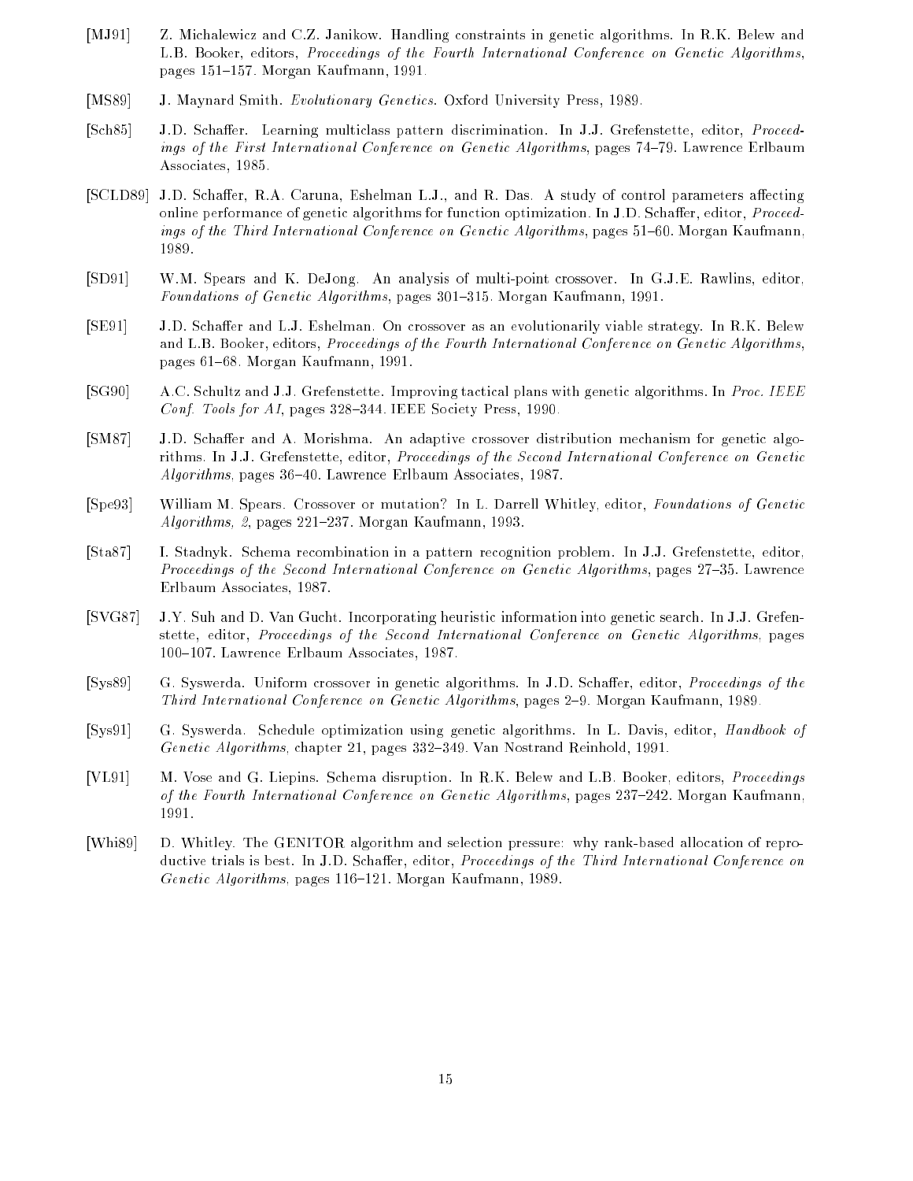[MJ91] Z. Michalewicz and C.Z. Janikow. Handling constraints in genetic algorithms. In R.K. Belew and L.B. Booker, editors, *Proceedings of the Fourth International Conference on Genetic Algorithms*, pages 151–157. Morgan Kaufmann, 1991.

[MS89] J. Maynard Smith. *Evolutionary Genetics*. Oxford University Press, 1989.

[Sch85] J.D. Schaffer. Learning multiclass pattern discrimination. In J.J. Grefenstette, editor, *Proceedings of the First International Conference on Genetic Algorithms*, pages 74–79. Lawrence Erlbaum Associates, 1985.

[SCLD89] J.D. Schaffer, R.A. Caruna, Eshelman L.J., and R. Das. A study of control parameters affecting online performance of genetic algorithms for function optimization. In J.D. Schaffer, editor, *Proceedings of the Third International Conference on Genetic Algorithms*, pages 51–60. Morgan Kaufmann, 1989.

[SD91] W.M. Spears and K. DeJong. An analysis of multi-point crossover. In G.J.E. Rawlins, editor, *Foundations of Genetic Algorithms*, pages 301–315. Morgan Kaufmann, 1991.

[SE91] J.D. Schaffer and L.J. Eshelman. On crossover as an evolutionarily viable strategy. In R.K. Belew and L.B. Booker, editors, *Proceedings of the Fourth International Conference on Genetic Algorithms*, pages 61–68. Morgan Kaufmann, 1991.

[SG90] A.C. Schultz and J.J. Grefenstette. Improving tactical plans with genetic algorithms. In *Proc. IEEE Conf. Tools for AI*, pages 328–344. IEEE Society Press, 1990.

[SM87] J.D. Schaffer and A. Morishma. An adaptive crossover distribution mechanism for genetic algorithms. In J.J. Grefenstette, editor, *Proceedings of the Second International Conference on Genetic Algorithms*, pages 36–40. Lawrence Erlbaum Associates, 1987.

[Spe93] William M. Spears. Crossover or mutation? In L. Darrell Whitley, editor, *Foundations of Genetic Algorithms, 2*, pages 221–237. Morgan Kaufmann, 1993.

[Sta87] I. Stadnyk. Schema recombination in a pattern recognition problem. In J.J. Grefenstette, editor, *Proceedings of the Second International Conference on Genetic Algorithms*, pages 27–35. Lawrence Erlbaum Associates, 1987.

[SVG87] J.Y. Suh and D. Van Gucht. Incorporating heuristic information into genetic search. In J.J. Grefenstette, editor, *Proceedings of the Second International Conference on Genetic Algorithms*, pages 100–107. Lawrence Erlbaum Associates, 1987.

[Sys89] G. Syswerda. Uniform crossover in genetic algorithms. In J.D. Schaffer, editor, *Proceedings of the Third International Conference on Genetic Algorithms*, pages 2–9. Morgan Kaufmann, 1989.

[Sys91] G. Syswerda. Schedule optimization using genetic algorithms. In L. Davis, editor, *Handbook of Genetic Algorithms*, chapter 21, pages 332–349. Van Nostrand Reinhold, 1991.

[VL91] M. Vose and G. Liepins. Schema disruption. In R.K. Belew and L.B. Booker, editors, *Proceedings of the Fourth International Conference on Genetic Algorithms*, pages 237–242. Morgan Kaufmann, 1991.

[Whi89] D. Whitley. The GENITOR algorithm and selection pressure: why rank-based allocation of reproductive trials is best. In J.D. Schaffer, editor, *Proceedings of the Third International Conference on Genetic Algorithms*, pages 116–121. Morgan Kaufmann, 1989.